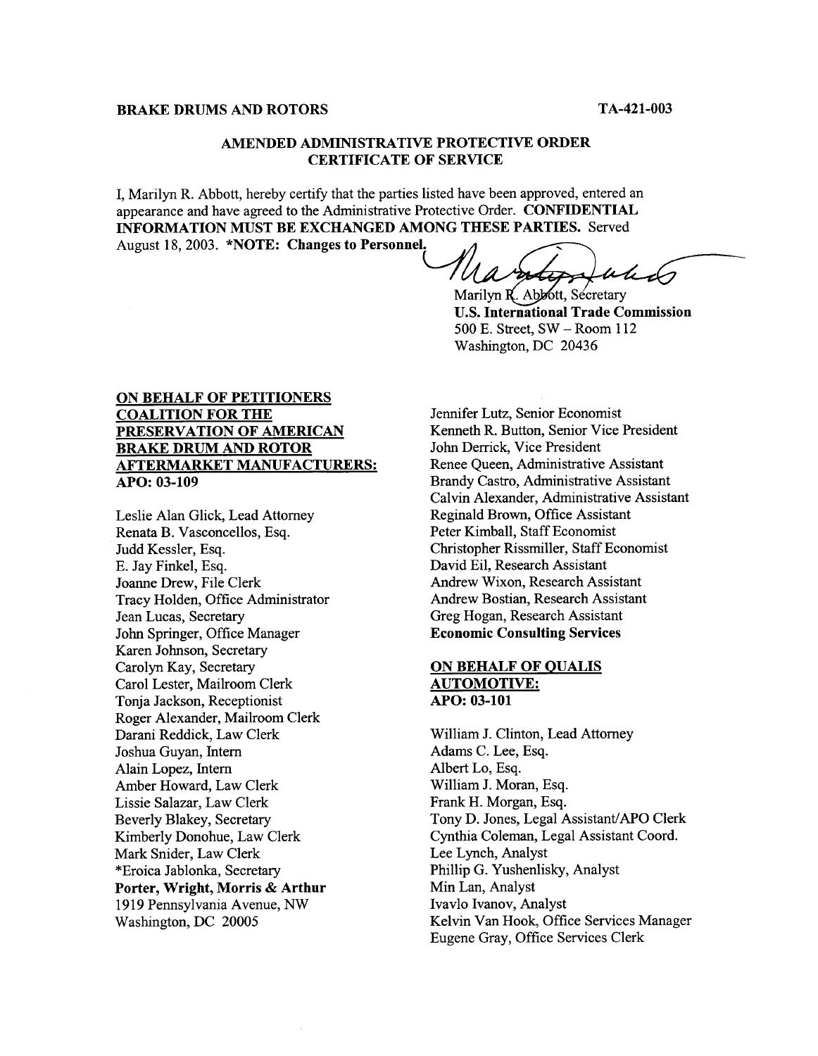**BRAKE DRUMS AND ROTORS** **TA-421-003**

## AMENDED ADMINISTRATIVE PROTECTIVE ORDER CERTIFICATE OF SERVICE

I, Marilyn R. Abbott, hereby certify that the parties listed have been approved, entered an appearance and have agreed to the Administrative Protective Order. **CONFIDENTIAL INFORMATION MUST BE EXCHANGED AMONG THESE PARTIES.** Served August 18, 2003. ***NOTE: Changes to Personnel.**

Marilyn R. Abbott, Secretary
**U.S. International Trade Commission**
500 E. Street, SW – Room 112
Washington, DC 20436

**ON BEHALF OF PETITIONERS COALITION FOR THE PRESERVATION OF AMERICAN BRAKE DRUM AND ROTOR AFTERMARKET MANUFACTURERS:**
**APO: 03-109**

Leslie Alan Glick, Lead Attorney
Renata B. Vasconcellos, Esq.
Judd Kessler, Esq.
E. Jay Finkel, Esq.
Joanne Drew, File Clerk
Tracy Holden, Office Administrator
Jean Lucas, Secretary
John Springer, Office Manager
Karen Johnson, Secretary
Carolyn Kay, Secretary
Carol Lester, Mailroom Clerk
Tonja Jackson, Receptionist
Roger Alexander, Mailroom Clerk
Darani Reddick, Law Clerk
Joshua Guyan, Intern
Alain Lopez, Intern
Amber Howard, Law Clerk
Lissie Salazar, Law Clerk
Beverly Blakey, Secretary
Kimberly Donohue, Law Clerk
Mark Snider, Law Clerk
*Eroica Jablonka, Secretary
**Porter, Wright, Morris & Arthur**
1919 Pennsylvania Avenue, NW
Washington, DC 20005

Jennifer Lutz, Senior Economist
Kenneth R. Button, Senior Vice President
John Derrick, Vice President
Renee Queen, Administrative Assistant
Brandy Castro, Administrative Assistant
Calvin Alexander, Administrative Assistant
Reginald Brown, Office Assistant
Peter Kimball, Staff Economist
Christopher Rissmiller, Staff Economist
David Eil, Research Assistant
Andrew Wixon, Research Assistant
Andrew Bostian, Research Assistant
Greg Hogan, Research Assistant
**Economic Consulting Services**

**ON BEHALF OF QUALIS AUTOMOTIVE:**
**APO: 03-101**

William J. Clinton, Lead Attorney
Adams C. Lee, Esq.
Albert Lo, Esq.
William J. Moran, Esq.
Frank H. Morgan, Esq.
Tony D. Jones, Legal Assistant/APO Clerk
Cynthia Coleman, Legal Assistant Coord.
Lee Lynch, Analyst
Phillip G. Yushenlisky, Analyst
Min Lan, Analyst
Ivavlo Ivanov, Analyst
Kelvin Van Hook, Office Services Manager
Eugene Gray, Office Services Clerk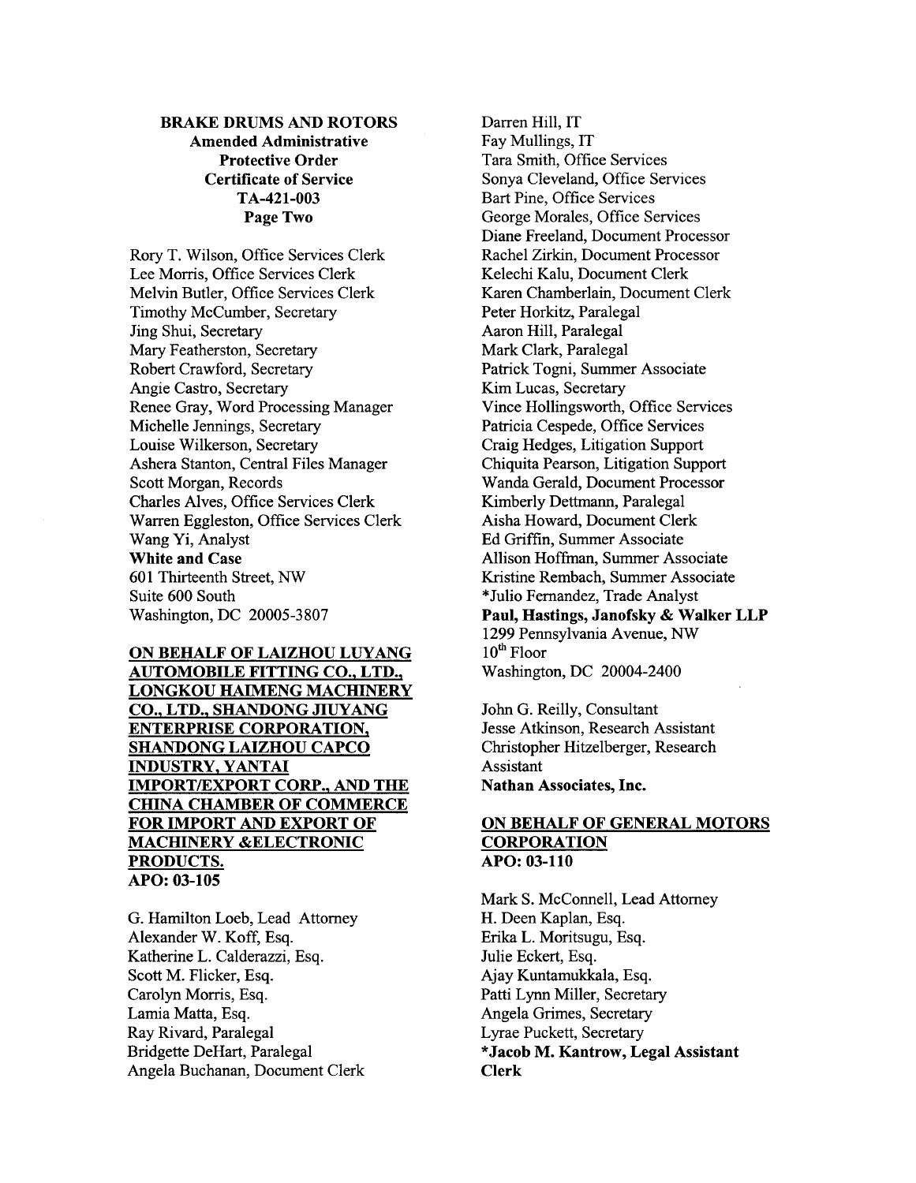**BRAKE DRUMS AND ROTORS**
**Amended Administrative Protective Order**
**Certificate of Service**
**TA-421-003**
**Page Two**

Rory T. Wilson, Office Services Clerk
Lee Morris, Office Services Clerk
Melvin Butler, Office Services Clerk
Timothy McCumber, Secretary
Jing Shui, Secretary
Mary Featherston, Secretary
Robert Crawford, Secretary
Angie Castro, Secretary
Renee Gray, Word Processing Manager
Michelle Jennings, Secretary
Louise Wilkerson, Secretary
Ashera Stanton, Central Files Manager
Scott Morgan, Records
Charles Alves, Office Services Clerk
Warren Eggleston, Office Services Clerk
Wang Yi, Analyst
**White and Case**
601 Thirteenth Street, NW
Suite 600 South
Washington, DC 20005-3807

**ON BEHALF OF LAIZHOU LUYANG AUTOMOBILE FITTING CO., LTD., LONGKOU HAIMENG MACHINERY CO., LTD., SHANDONG JIUYANG ENTERPRISE CORPORATION, SHANDONG LAIZHOU CAPCO INDUSTRY, YANTAI IMPORT/EXPORT CORP., AND THE CHINA CHAMBER OF COMMERCE FOR IMPORT AND EXPORT OF MACHINERY &ELECTRONIC PRODUCTS.**
**APO: 03-105**

G. Hamilton Loeb, Lead Attorney
Alexander W. Koff, Esq.
Katherine L. Calderazzi, Esq.
Scott M. Flicker, Esq.
Carolyn Morris, Esq.
Lamia Matta, Esq.
Ray Rivard, Paralegal
Bridgette DeHart, Paralegal
Angela Buchanan, Document Clerk
Darren Hill, IT
Fay Mullings, IT
Tara Smith, Office Services
Sonya Cleveland, Office Services
Bart Pine, Office Services
George Morales, Office Services
Diane Freeland, Document Processor
Rachel Zirkin, Document Processor
Kelechi Kalu, Document Clerk
Karen Chamberlain, Document Clerk
Peter Horkitz, Paralegal
Aaron Hill, Paralegal
Mark Clark, Paralegal
Patrick Togni, Summer Associate
Kim Lucas, Secretary
Vince Hollingsworth, Office Services
Patricia Cespede, Office Services
Craig Hedges, Litigation Support
Chiquita Pearson, Litigation Support
Wanda Gerald, Document Processor
Kimberly Dettmann, Paralegal
Aisha Howard, Document Clerk
Ed Griffin, Summer Associate
Allison Hoffman, Summer Associate
Kristine Rembach, Summer Associate
*Julio Fernandez, Trade Analyst
**Paul, Hastings, Janofsky & Walker LLP**
1299 Pennsylvania Avenue, NW
10th Floor
Washington, DC 20004-2400

John G. Reilly, Consultant
Jesse Atkinson, Research Assistant
Christopher Hitzelberger, Research Assistant
**Nathan Associates, Inc.**

**ON BEHALF OF GENERAL MOTORS CORPORATION**
**APO: 03-110**

Mark S. McConnell, Lead Attorney
H. Deen Kaplan, Esq.
Erika L. Moritsugu, Esq.
Julie Eckert, Esq.
Ajay Kuntamukkala, Esq.
Patti Lynn Miller, Secretary
Angela Grimes, Secretary
Lyrae Puckett, Secretary
**\*Jacob M. Kantrow, Legal Assistant Clerk**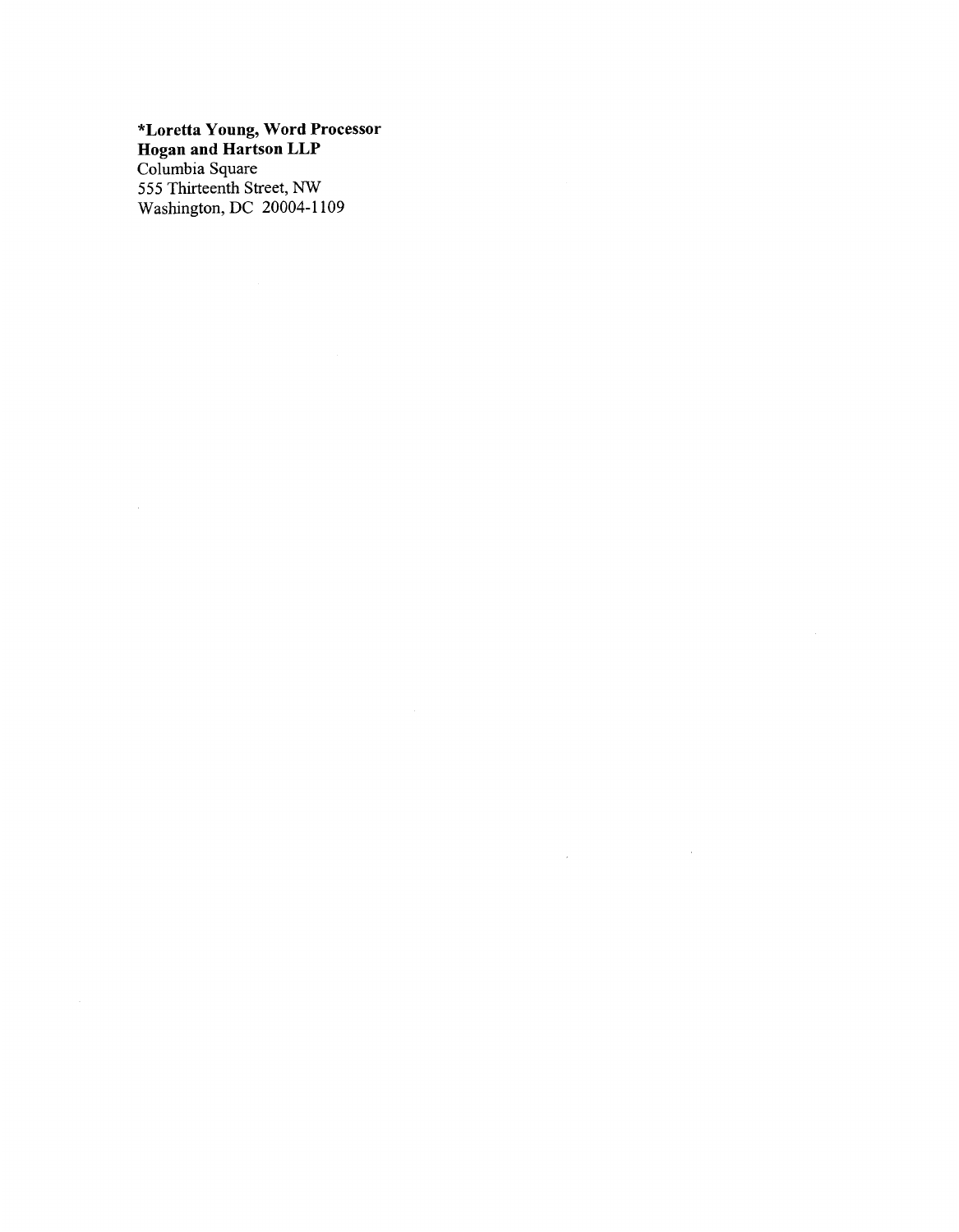**\*Loretta Young, Word Processor**
**Hogan and Hartson LLP**
Columbia Square
555 Thirteenth Street, NW
Washington, DC 20004-1109